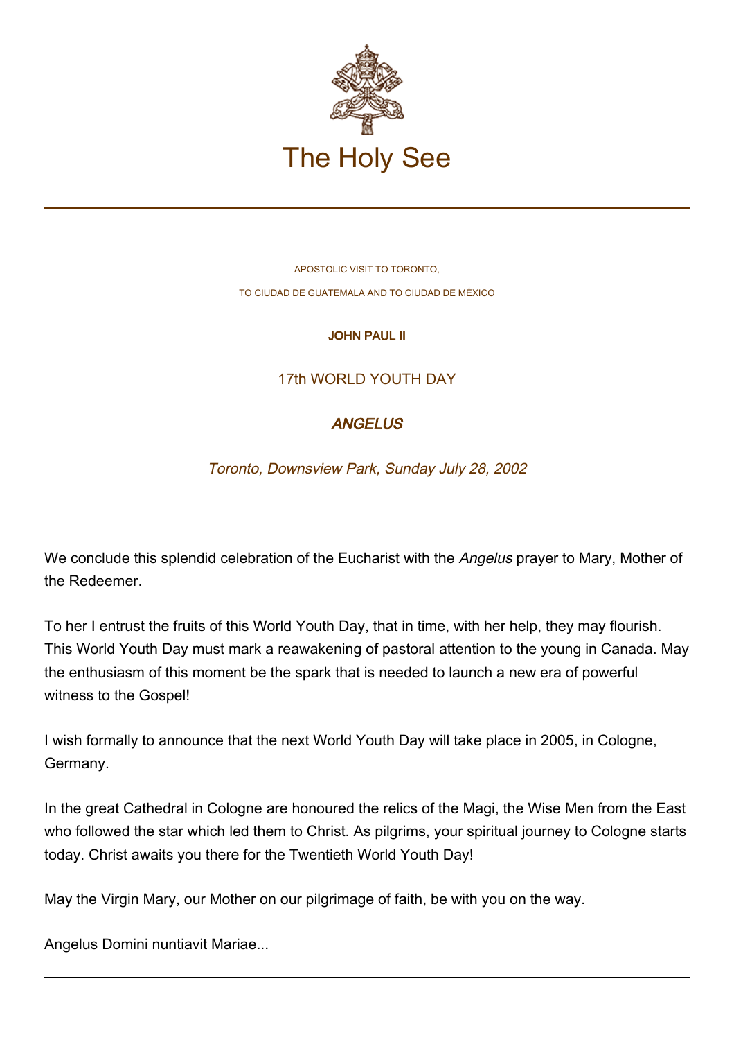# The Holy See

APOSTOLIC VISIT TO TORONTO,

TO CIUDAD DE GUATEMALA AND TO CIUDAD DE MÉXICO

**JOHN PAUL II**

## 17th WORLD YOUTH DAY

## ***ANGELUS***

*Toronto, Downsview Park, Sunday July 28, 2002*

We conclude this splendid celebration of the Eucharist with the *Angelus* prayer to Mary, Mother of the Redeemer.

To her I entrust the fruits of this World Youth Day, that in time, with her help, they may flourish. This World Youth Day must mark a reawakening of pastoral attention to the young in Canada. May the enthusiasm of this moment be the spark that is needed to launch a new era of powerful witness to the Gospel!

I wish formally to announce that the next World Youth Day will take place in 2005, in Cologne, Germany.

In the great Cathedral in Cologne are honoured the relics of the Magi, the Wise Men from the East who followed the star which led them to Christ. As pilgrims, your spiritual journey to Cologne starts today. Christ awaits you there for the Twentieth World Youth Day!

May the Virgin Mary, our Mother on our pilgrimage of faith, be with you on the way.

Angelus Domini nuntiavit Mariae...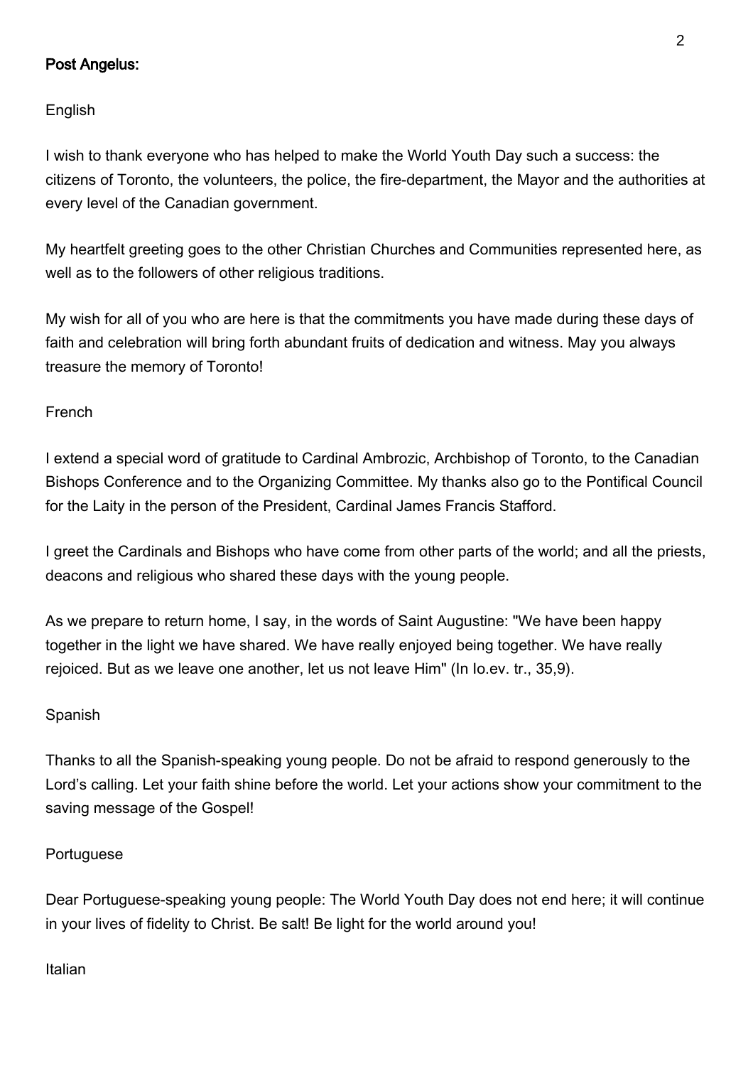**Post Angelus:**

English

I wish to thank everyone who has helped to make the World Youth Day such a success: the citizens of Toronto, the volunteers, the police, the fire-department, the Mayor and the authorities at every level of the Canadian government.

My heartfelt greeting goes to the other Christian Churches and Communities represented here, as well as to the followers of other religious traditions.

My wish for all of you who are here is that the commitments you have made during these days of faith and celebration will bring forth abundant fruits of dedication and witness. May you always treasure the memory of Toronto!

French

I extend a special word of gratitude to Cardinal Ambrozic, Archbishop of Toronto, to the Canadian Bishops Conference and to the Organizing Committee. My thanks also go to the Pontifical Council for the Laity in the person of the President, Cardinal James Francis Stafford.

I greet the Cardinals and Bishops who have come from other parts of the world; and all the priests, deacons and religious who shared these days with the young people.

As we prepare to return home, I say, in the words of Saint Augustine: "We have been happy together in the light we have shared. We have really enjoyed being together. We have really rejoiced. But as we leave one another, let us not leave Him" (In Io.ev. tr., 35,9).

Spanish

Thanks to all the Spanish-speaking young people. Do not be afraid to respond generously to the Lord's calling. Let your faith shine before the world. Let your actions show your commitment to the saving message of the Gospel!

Portuguese

Dear Portuguese-speaking young people: The World Youth Day does not end here; it will continue in your lives of fidelity to Christ. Be salt! Be light for the world around you!

Italian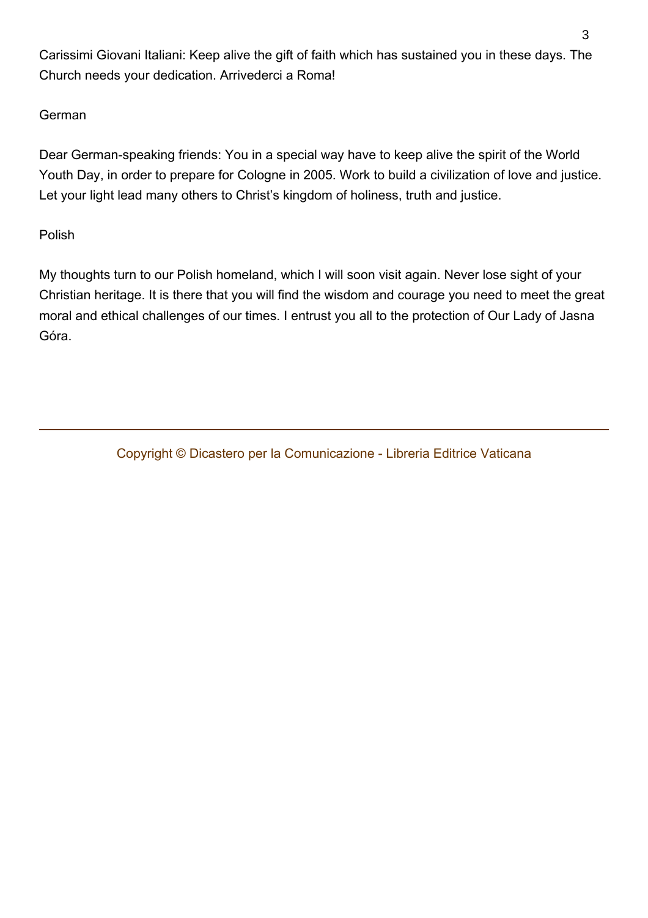Carissimi Giovani Italiani: Keep alive the gift of faith which has sustained you in these days. The Church needs your dedication. Arrivederci a Roma!

German

Dear German-speaking friends: You in a special way have to keep alive the spirit of the World Youth Day, in order to prepare for Cologne in 2005. Work to build a civilization of love and justice. Let your light lead many others to Christ's kingdom of holiness, truth and justice.

Polish

My thoughts turn to our Polish homeland, which I will soon visit again. Never lose sight of your Christian heritage. It is there that you will find the wisdom and courage you need to meet the great moral and ethical challenges of our times. I entrust you all to the protection of Our Lady of Jasna Góra.

---

Copyright © Dicastero per la Comunicazione - Libreria Editrice Vaticana